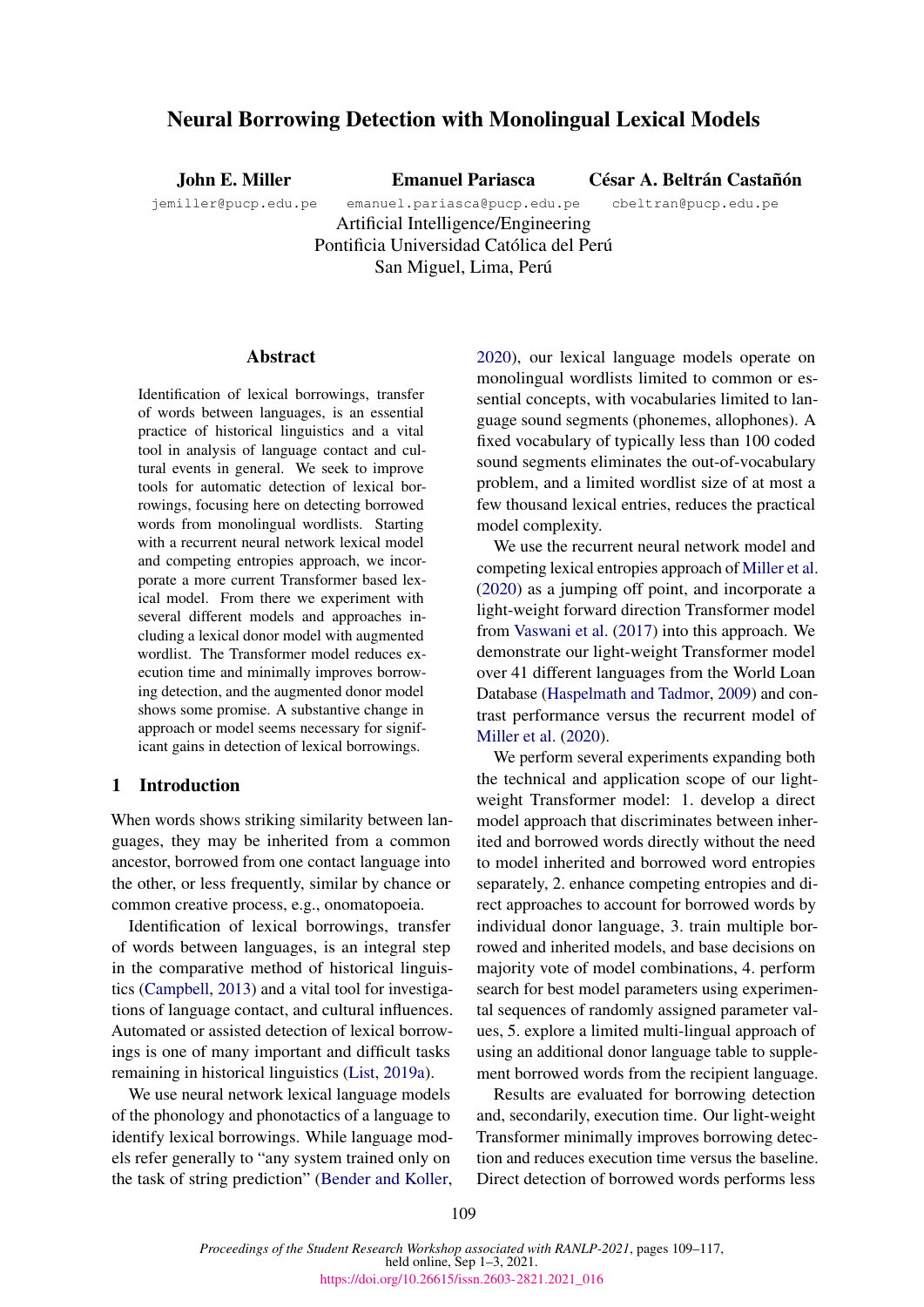# Neural Borrowing Detection with Monolingual Lexical Models

**John E. Miller**
jemiller@pucp.edu.pe

**Emanuel Pariasca**
emanuel.pariasca@pucp.edu.pe

**César A. Beltrán Castañón**
cbeltran@pucp.edu.pe

Artificial Intelligence/Engineering
Pontificia Universidad Católica del Perú
San Miguel, Lima, Perú

## Abstract

Identification of lexical borrowings, transfer of words between languages, is an essential practice of historical linguistics and a vital tool in analysis of language contact and cultural events in general. We seek to improve tools for automatic detection of lexical borrowings, focusing here on detecting borrowed words from monolingual wordlists. Starting with a recurrent neural network lexical model and competing entropies approach, we incorporate a more current Transformer based lexical model. From there we experiment with several different models and approaches including a lexical donor model with augmented wordlist. The Transformer model reduces execution time and minimally improves borrowing detection, and the augmented donor model shows some promise. A substantive change in approach or model seems necessary for significant gains in detection of lexical borrowings.

## 1 Introduction

When words shows striking similarity between languages, they may be inherited from a common ancestor, borrowed from one contact language into the other, or less frequently, similar by chance or common creative process, e.g., onomatopoeia.

Identification of lexical borrowings, transfer of words between languages, is an integral step in the comparative method of historical linguistics (Campbell, 2013) and a vital tool for investigations of language contact, and cultural influences. Automated or assisted detection of lexical borrowings is one of many important and difficult tasks remaining in historical linguistics (List, 2019a).

We use neural network lexical language models of the phonology and phonotactics of a language to identify lexical borrowings. While language models refer generally to "any system trained only on the task of string prediction" (Bender and Koller, 2020), our lexical language models operate on monolingual wordlists limited to common or essential concepts, with vocabularies limited to language sound segments (phonemes, allophones). A fixed vocabulary of typically less than 100 coded sound segments eliminates the out-of-vocabulary problem, and a limited wordlist size of at most a few thousand lexical entries, reduces the practical model complexity.

We use the recurrent neural network model and competing lexical entropies approach of Miller et al. (2020) as a jumping off point, and incorporate a light-weight forward direction Transformer model from Vaswani et al. (2017) into this approach. We demonstrate our light-weight Transformer model over 41 different languages from the World Loan Database (Haspelmath and Tadmor, 2009) and contrast performance versus the recurrent model of Miller et al. (2020).

We perform several experiments expanding both the technical and application scope of our light-weight Transformer model: 1. develop a direct model approach that discriminates between inherited and borrowed words directly without the need to model inherited and borrowed word entropies separately, 2. enhance competing entropies and direct approaches to account for borrowed words by individual donor language, 3. train multiple borrowed and inherited models, and base decisions on majority vote of model combinations, 4. perform search for best model parameters using experimental sequences of randomly assigned parameter values, 5. explore a limited multi-lingual approach of using an additional donor language table to supplement borrowed words from the recipient language.

Results are evaluated for borrowing detection and, secondarily, execution time. Our light-weight Transformer minimally improves borrowing detection and reduces execution time versus the baseline. Direct detection of borrowed words performs less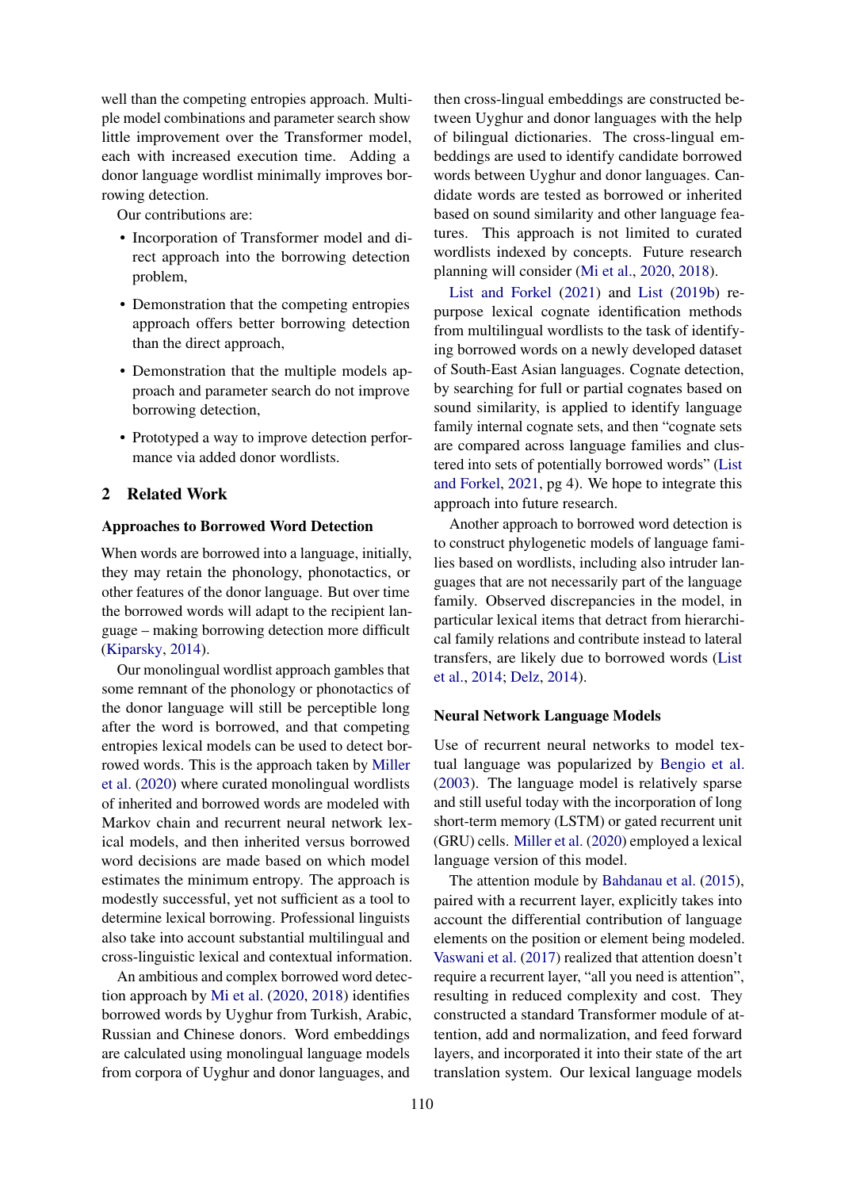well than the competing entropies approach. Multiple model combinations and parameter search show little improvement over the Transformer model, each with increased execution time. Adding a donor language wordlist minimally improves borrowing detection.

Our contributions are:

- Incorporation of Transformer model and direct approach into the borrowing detection problem,
- Demonstration that the competing entropies approach offers better borrowing detection than the direct approach,
- Demonstration that the multiple models approach and parameter search do not improve borrowing detection,
- Prototyped a way to improve detection performance via added donor wordlists.

## 2 Related Work

### Approaches to Borrowed Word Detection

When words are borrowed into a language, initially, they may retain the phonology, phonotactics, or other features of the donor language. But over time the borrowed words will adapt to the recipient language – making borrowing detection more difficult (Kiparsky, 2014).

Our monolingual wordlist approach gambles that some remnant of the phonology or phonotactics of the donor language will still be perceptible long after the word is borrowed, and that competing entropies lexical models can be used to detect borrowed words. This is the approach taken by Miller et al. (2020) where curated monolingual wordlists of inherited and borrowed words are modeled with Markov chain and recurrent neural network lexical models, and then inherited versus borrowed word decisions are made based on which model estimates the minimum entropy. The approach is modestly successful, yet not sufficient as a tool to determine lexical borrowing. Professional linguists also take into account substantial multilingual and cross-linguistic lexical and contextual information.

An ambitious and complex borrowed word detection approach by Mi et al. (2020, 2018) identifies borrowed words by Uyghur from Turkish, Arabic, Russian and Chinese donors. Word embeddings are calculated using monolingual language models from corpora of Uyghur and donor languages, and then cross-lingual embeddings are constructed between Uyghur and donor languages with the help of bilingual dictionaries. The cross-lingual embeddings are used to identify candidate borrowed words between Uyghur and donor languages. Candidate words are tested as borrowed or inherited based on sound similarity and other language features. This approach is not limited to curated wordlists indexed by concepts. Future research planning will consider (Mi et al., 2020, 2018).

List and Forkel (2021) and List (2019b) repurpose lexical cognate identification methods from multilingual wordlists to the task of identifying borrowed words on a newly developed dataset of South-East Asian languages. Cognate detection, by searching for full or partial cognates based on sound similarity, is applied to identify language family internal cognate sets, and then "cognate sets are compared across language families and clustered into sets of potentially borrowed words" (List and Forkel, 2021, pg 4). We hope to integrate this approach into future research.

Another approach to borrowed word detection is to construct phylogenetic models of language families based on wordlists, including also intruder languages that are not necessarily part of the language family. Observed discrepancies in the model, in particular lexical items that detract from hierarchical family relations and contribute instead to lateral transfers, are likely due to borrowed words (List et al., 2014; Delz, 2014).

### Neural Network Language Models

Use of recurrent neural networks to model textual language was popularized by Bengio et al. (2003). The language model is relatively sparse and still useful today with the incorporation of long short-term memory (LSTM) or gated recurrent unit (GRU) cells. Miller et al. (2020) employed a lexical language version of this model.

The attention module by Bahdanau et al. (2015), paired with a recurrent layer, explicitly takes into account the differential contribution of language elements on the position or element being modeled. Vaswani et al. (2017) realized that attention doesn't require a recurrent layer, "all you need is attention", resulting in reduced complexity and cost. They constructed a standard Transformer module of attention, add and normalization, and feed forward layers, and incorporated it into their state of the art translation system. Our lexical language models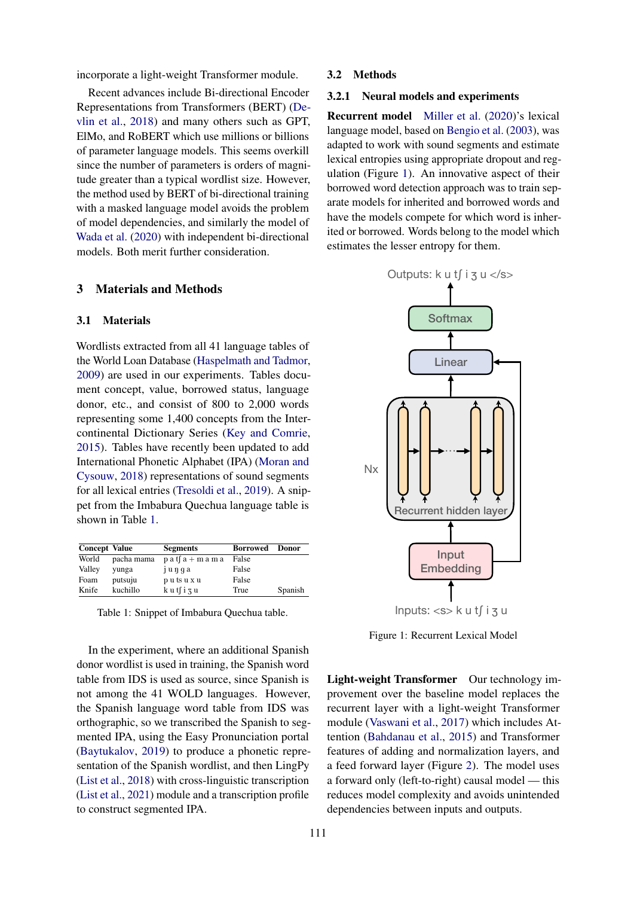incorporate a light-weight Transformer module.

Recent advances include Bi-directional Encoder Representations from Transformers (BERT) (Devlin et al., 2018) and many others such as GPT, ElMo, and RoBERT which use millions or billions of parameter language models. This seems overkill since the number of parameters is orders of magnitude greater than a typical wordlist size. However, the method used by BERT of bi-directional training with a masked language model avoids the problem of model dependencies, and similarly the model of Wada et al. (2020) with independent bi-directional models. Both merit further consideration.

## 3 Materials and Methods

### 3.1 Materials

Wordlists extracted from all 41 language tables of the World Loan Database (Haspelmath and Tadmor, 2009) are used in our experiments. Tables document concept, value, segments, borrowed status, language donor, etc., and consist of 800 to 2,000 words representing some 1,400 concepts from the Intercontinental Dictionary Series (Key and Comrie, 2015). Tables have recently been updated to add International Phonetic Alphabet (IPA) (Moran and Cysouw, 2018) representations of sound segments for all lexical entries (Tresoldi et al., 2019). A snippet from the Imbabura Quechua language table is shown in Table 1.

| Concept | Value | Segments | Borrowed | Donor |
|---|---|---|---|---|
| World | pacha mama | p a tʃ a + m a m a | False | |
| Valley | yunga | j u ŋ g a | False | |
| Foam | putsuju | p u ts u x u | False | |
| Knife | kuchillo | k u tʃ i ʒ u | True | Spanish |

Table 1: Snippet of Imbabura Quechua table.

In the experiment, where an additional Spanish donor wordlist is used in training, the Spanish word table from IDS is used as source, since Spanish is not among the 41 WOLD languages. However, the Spanish language word table from IDS was orthographic, so we transcribed the Spanish to segmented IPA, using the Easy Pronunciation portal (Baytukalov, 2019) to produce a phonetic representation of the Spanish wordlist, and then LingPy (List et al., 2018) with cross-linguistic transcription (List et al., 2021) module and a transcription profile to construct segmented IPA.

### 3.2 Methods

#### 3.2.1 Neural models and experiments

**Recurrent model** Miller et al. (2020)'s lexical language model, based on Bengio et al. (2003), was adapted to work with sound segments and estimate lexical entropies using appropriate dropout and regulation (Figure 1). An innovative aspect of their borrowed word detection approach was to train separate models for inherited and borrowed words and have the models compete for which word is inherited or borrowed. Words belong to the model which estimates the lesser entropy for them.

Outputs: k u tʃ i ʒ u </s>

Softmax

Linear

Nx

Recurrent hidden layer

Input Embedding

Inputs: <s> k u tʃ i ʒ u

Figure 1: Recurrent Lexical Model

**Light-weight Transformer** Our technology improvement over the baseline model replaces the recurrent layer with a light-weight Transformer module (Vaswani et al., 2017) which includes Attention (Bahdanau et al., 2015) and Transformer features of adding and normalization layers, and a feed forward layer (Figure 2). The model uses a forward only (left-to-right) causal model — this reduces model complexity and avoids unintended dependencies between inputs and outputs.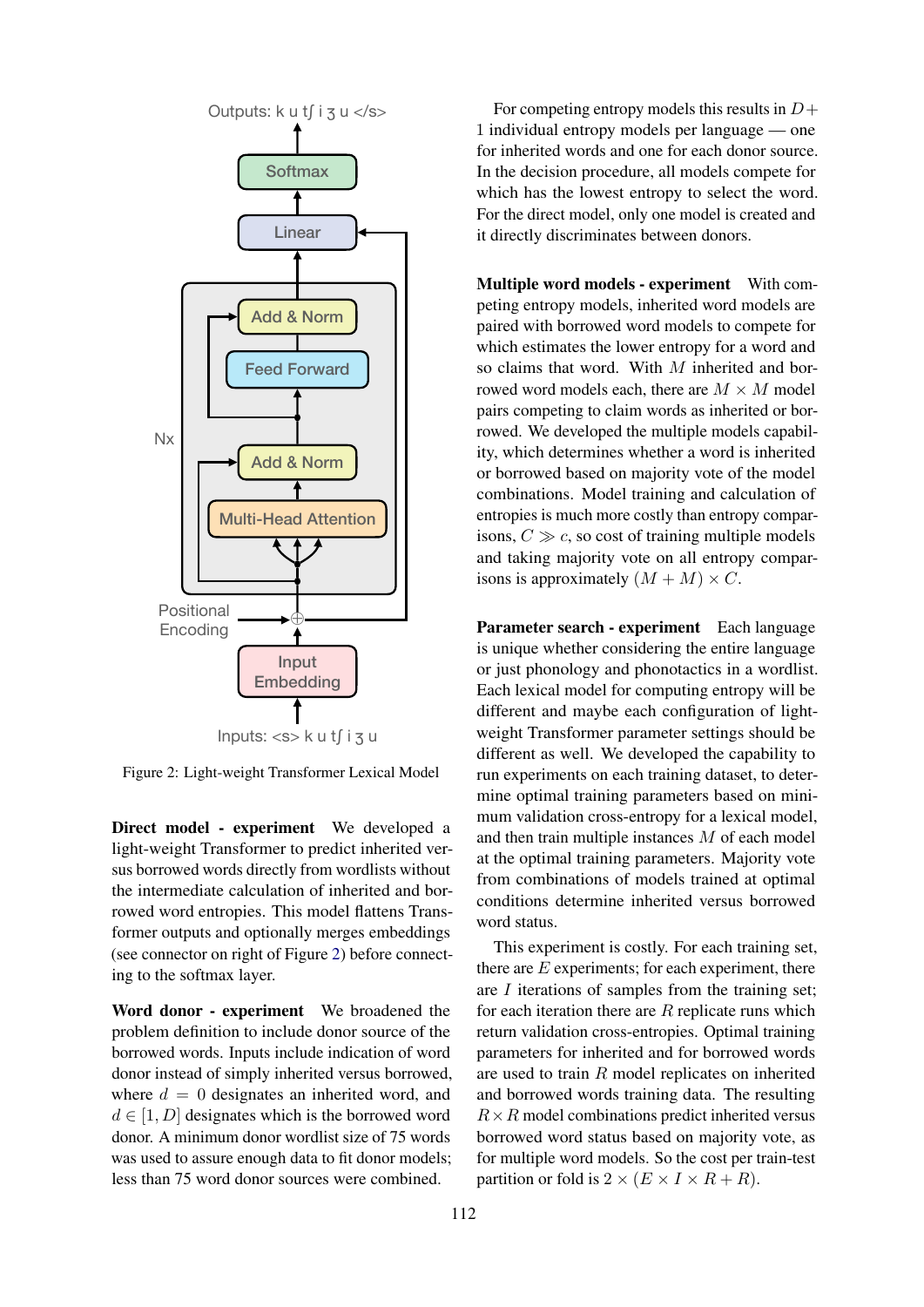Figure 2: Light-weight Transformer Lexical Model

**Direct model - experiment** We developed a light-weight Transformer to predict inherited versus borrowed words directly from wordlists without the intermediate calculation of inherited and borrowed word entropies. This model flattens Transformer outputs and optionally merges embeddings (see connector on right of Figure 2) before connecting to the softmax layer.

**Word donor - experiment** We broadened the problem definition to include donor source of the borrowed words. Inputs include indication of word donor instead of simply inherited versus borrowed, where $d = 0$ designates an inherited word, and $d \in [1, D]$ designates which is the borrowed word donor. A minimum donor wordlist size of 75 words was used to assure enough data to fit donor models; less than 75 word donor sources were combined.

For competing entropy models this results in $D+1$ individual entropy models per language — one for inherited words and one for each donor source. In the decision procedure, all models compete for which has the lowest entropy to select the word. For the direct model, only one model is created and it directly discriminates between donors.

**Multiple word models - experiment** With competing entropy models, inherited word models are paired with borrowed word models to compete for which estimates the lower entropy for a word and so claims that word. With $M$ inherited and borrowed word models each, there are $M \times M$ model pairs competing to claim words as inherited or borrowed. We developed the multiple models capability, which determines whether a word is inherited or borrowed based on majority vote of the model combinations. Model training and calculation of entropies is much more costly than entropy comparisons, $C \gg c$, so cost of training multiple models and taking majority vote on all entropy comparisons is approximately $(M + M) \times C$.

**Parameter search - experiment** Each language is unique whether considering the entire language or just phonology and phonotactics in a wordlist. Each lexical model for computing entropy will be different and maybe each configuration of light-weight Transformer parameter settings should be different as well. We developed the capability to run experiments on each training dataset, to determine optimal training parameters based on minimum validation cross-entropy for a lexical model, and then train multiple instances $M$ of each model at the optimal training parameters. Majority vote from combinations of models trained at optimal conditions determine inherited versus borrowed word status.

This experiment is costly. For each training set, there are $E$ experiments; for each experiment, there are $I$ iterations of samples from the training set; for each iteration there are $R$ replicate runs which return validation cross-entropies. Optimal training parameters for inherited and for borrowed words are used to train $R$ model replicates on inherited and borrowed words training data. The resulting $R \times R$ model combinations predict inherited versus borrowed word status based on majority vote, as for multiple word models. So the cost per train-test partition or fold is $2 \times (E \times I \times R + R)$.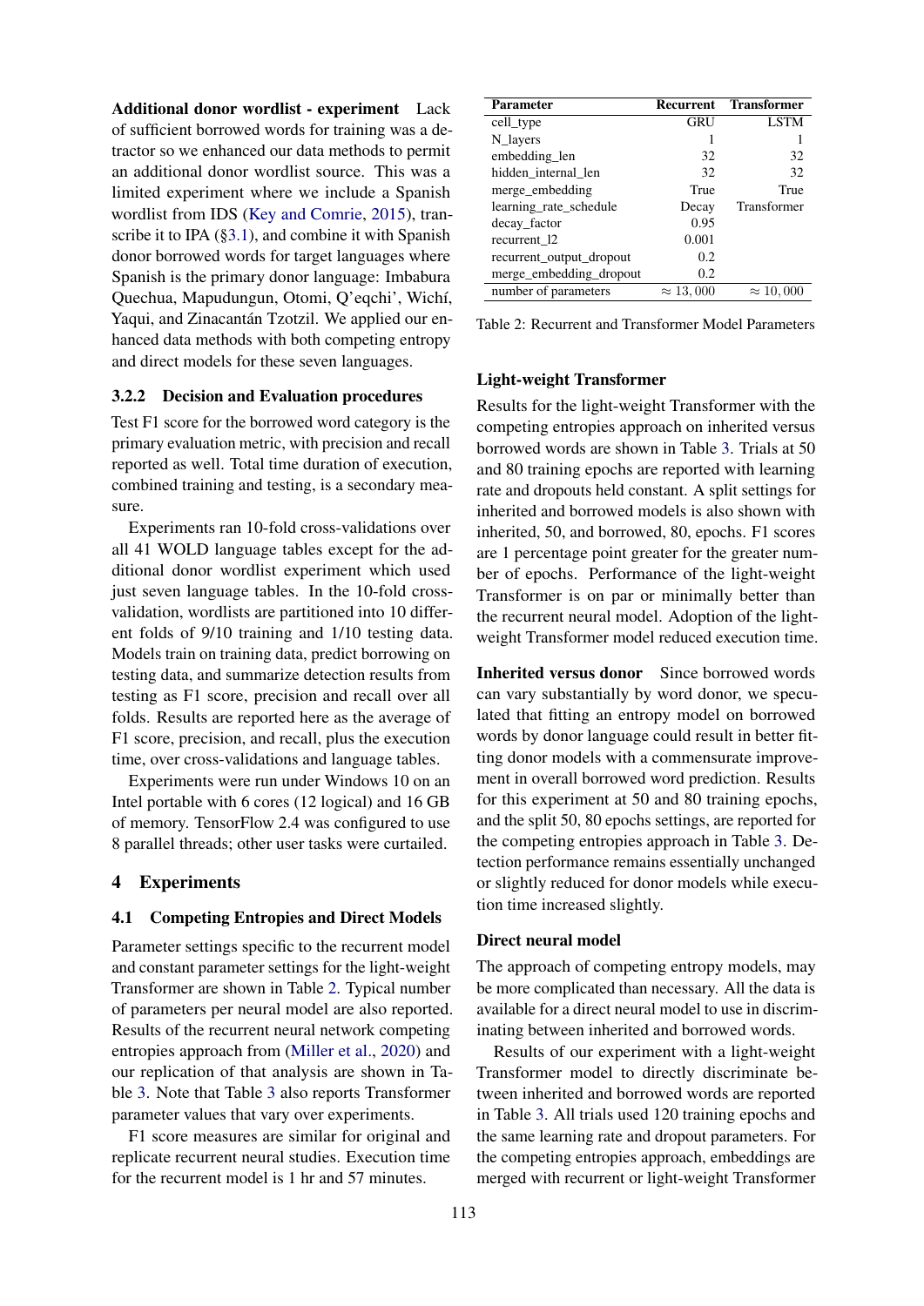**Additional donor wordlist - experiment** Lack of sufficient borrowed words for training was a detractor so we enhanced our data methods to permit an additional donor wordlist source. This was a limited experiment where we include a Spanish wordlist from IDS (Key and Comrie, 2015), transcribe it to IPA (§3.1), and combine it with Spanish donor borrowed words for target languages where Spanish is the primary donor language: Imbabura Quechua, Mapudungun, Otomi, Q'eqchi', Wichí, Yaqui, and Zinacantán Tzotzil. We applied our enhanced data methods with both competing entropy and direct models for these seven languages.

### 3.2.2 Decision and Evaluation procedures

Test F1 score for the borrowed word category is the primary evaluation metric, with precision and recall reported as well. Total time duration of execution, combined training and testing, is a secondary measure.

Experiments ran 10-fold cross-validations over all 41 WOLD language tables except for the additional donor wordlist experiment which used just seven language tables. In the 10-fold cross-validation, wordlists are partitioned into 10 different folds of 9/10 training and 1/10 testing data. Models train on training data, predict borrowing on testing data, and summarize detection results from testing as F1 score, precision and recall over all folds. Results are reported here as the average of F1 score, precision, and recall, plus the execution time, over cross-validations and language tables.

Experiments were run under Windows 10 on an Intel portable with 6 cores (12 logical) and 16 GB of memory. TensorFlow 2.4 was configured to use 8 parallel threads; other user tasks were curtailed.

## 4 Experiments

### 4.1 Competing Entropies and Direct Models

Parameter settings specific to the recurrent model and constant parameter settings for the light-weight Transformer are shown in Table 2. Typical number of parameters per neural model are also reported. Results of the recurrent neural network competing entropies approach from (Miller et al., 2020) and our replication of that analysis are shown in Table 3. Note that Table 3 also reports Transformer parameter values that vary over experiments.

F1 score measures are similar for original and replicate recurrent neural studies. Execution time for the recurrent model is 1 hr and 57 minutes.

| Parameter | Recurrent | Transformer |
|---|---|---|
| cell_type | GRU | LSTM |
| N_layers | 1 | 1 |
| embedding_len | 32 | 32 |
| hidden_internal_len | 32 | 32 |
| merge_embedding | True | True |
| learning_rate_schedule | Decay | Transformer |
| decay_factor | 0.95 | |
| recurrent_l2 | 0.001 | |
| recurrent_output_dropout | 0.2 | |
| merge_embedding_dropout | 0.2 | |
| number of parameters | $\approx 13,000$ | $\approx 10,000$ |

Table 2: Recurrent and Transformer Model Parameters

**Light-weight Transformer**

Results for the light-weight Transformer with the competing entropies approach on inherited versus borrowed words are shown in Table 3. Trials at 50 and 80 training epochs are reported with learning rate and dropouts held constant. A split settings for inherited and borrowed models is also shown with inherited, 50, and borrowed, 80, epochs. F1 scores are 1 percentage point greater for the greater number of epochs. Performance of the light-weight Transformer is on par or minimally better than the recurrent neural model. Adoption of the light-weight Transformer model reduced execution time.

**Inherited versus donor** Since borrowed words can vary substantially by word donor, we speculated that fitting an entropy model on borrowed words by donor language could result in better fitting donor models with a commensurate improvement in overall borrowed word prediction. Results for this experiment at 50 and 80 training epochs, and the split 50, 80 epochs settings, are reported for the competing entropies approach in Table 3. Detection performance remains essentially unchanged or slightly reduced for donor models while execution time increased slightly.

**Direct neural model**

The approach of competing entropy models, may be more complicated than necessary. All the data is available for a direct neural model to use in discriminating between inherited and borrowed words.

Results of our experiment with a light-weight Transformer model to directly discriminate between inherited and borrowed words are reported in Table 3. All trials used 120 training epochs and the same learning rate and dropout parameters. For the competing entropies approach, embeddings are merged with recurrent or light-weight Transformer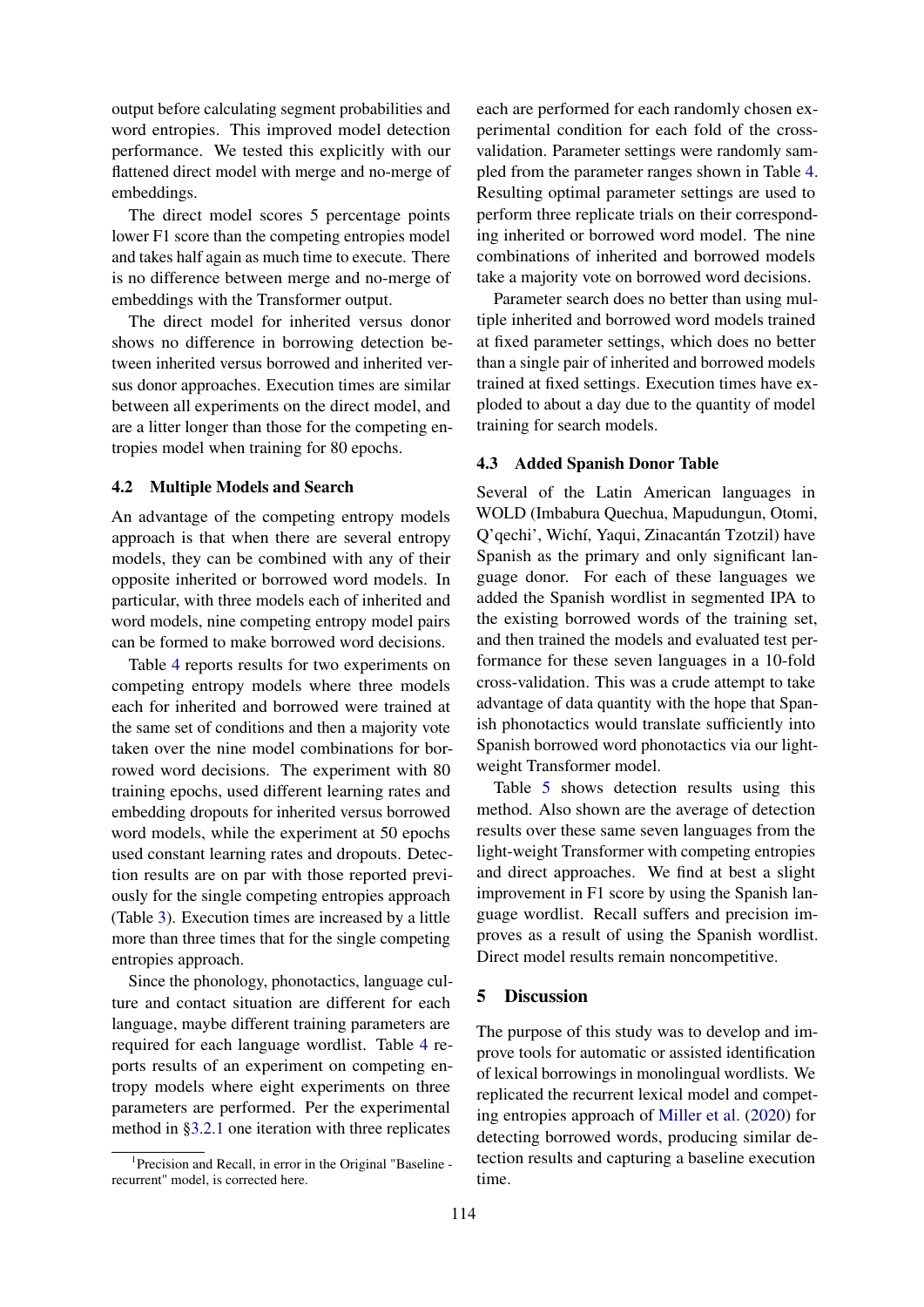output before calculating segment probabilities and word entropies. This improved model detection performance. We tested this explicitly with our flattened direct model with merge and no-merge of embeddings.

The direct model scores 5 percentage points lower F1 score than the competing entropies model and takes half again as much time to execute. There is no difference between merge and no-merge of embeddings with the Transformer output.

The direct model for inherited versus donor shows no difference in borrowing detection between inherited versus borrowed and inherited versus donor approaches. Execution times are similar between all experiments on the direct model, and are a litter longer than those for the competing entropies model when training for 80 epochs.

### 4.2 Multiple Models and Search

An advantage of the competing entropy models approach is that when there are several entropy models, they can be combined with any of their opposite inherited or borrowed word models. In particular, with three models each of inherited and word models, nine competing entropy model pairs can be formed to make borrowed word decisions.

Table 4 reports results for two experiments on competing entropy models where three models each for inherited and borrowed were trained at the same set of conditions and then a majority vote taken over the nine model combinations for borrowed word decisions. The experiment with 80 training epochs, used different learning rates and embedding dropouts for inherited versus borrowed word models, while the experiment at 50 epochs used constant learning rates and dropouts. Detection results are on par with those reported previously for the single competing entropies approach (Table 3). Execution times are increased by a little more than three times that for the single competing entropies approach.

Since the phonology, phonotactics, language culture and contact situation are different for each language, maybe different training parameters are required for each language wordlist. Table 4 reports results of an experiment on competing entropy models where eight experiments on three parameters are performed. Per the experimental method in §3.2.1 one iteration with three replicates each are performed for each randomly chosen experimental condition for each fold of the cross-validation. Parameter settings were randomly sampled from the parameter ranges shown in Table 4. Resulting optimal parameter settings are used to perform three replicate trials on their corresponding inherited or borrowed word model. The nine combinations of inherited and borrowed models take a majority vote on borrowed word decisions.

Parameter search does no better than using multiple inherited and borrowed word models trained at fixed parameter settings, which does no better than a single pair of inherited and borrowed models trained at fixed settings. Execution times have exploded to about a day due to the quantity of model training for search models.

### 4.3 Added Spanish Donor Table

Several of the Latin American languages in WOLD (Imbabura Quechua, Mapudungun, Otomi, Q'eqchi', Wichí, Yaqui, Zinacantán Tzotzil) have Spanish as the primary and only significant language donor. For each of these languages we added the Spanish wordlist in segmented IPA to the existing borrowed words of the training set, and then trained the models and evaluated test performance for these seven languages in a 10-fold cross-validation. This was a crude attempt to take advantage of data quantity with the hope that Spanish phonotactics would translate sufficiently into Spanish borrowed word phonotactics via our light-weight Transformer model.

Table 5 shows detection results using this method. Also shown are the average of detection results over these same seven languages from the light-weight Transformer with competing entropies and direct approaches. We find at best a slight improvement in F1 score by using the Spanish language wordlist. Recall suffers and precision improves as a result of using the Spanish wordlist. Direct model results remain noncompetitive.

## 5 Discussion

The purpose of this study was to develop and improve tools for automatic or assisted identification of lexical borrowings in monolingual wordlists. We replicated the recurrent lexical model and competing entropies approach of Miller et al. (2020) for detecting borrowed words, producing similar detection results and capturing a baseline execution time.

[1]Precision and Recall, in error in the Original "Baseline - recurrent" model, is corrected here.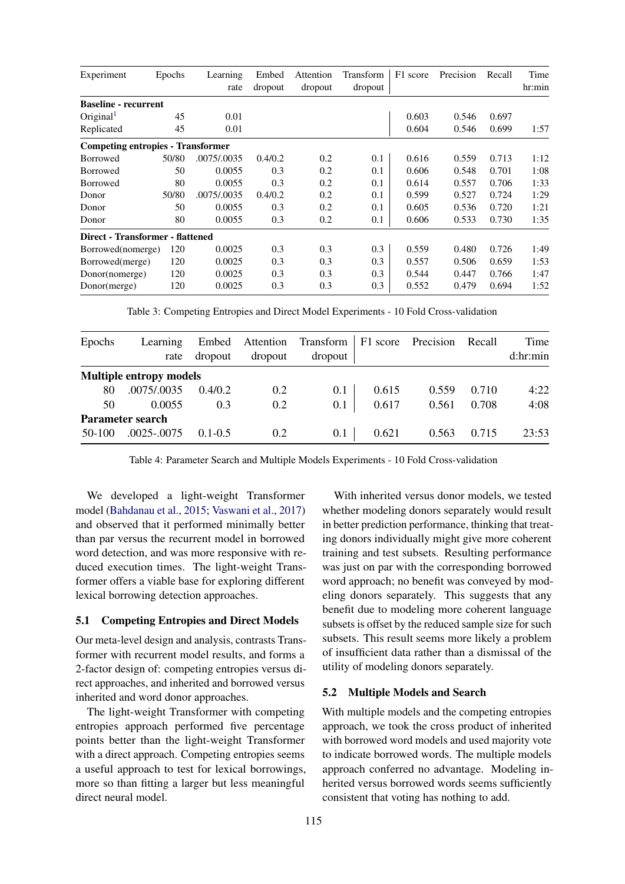| Experiment | Epochs | Learning rate | Embed dropout | Attention dropout | Transform dropout | F1 score | Precision | Recall | Time hr:min |
|---|---|---|---|---|---|---|---|---|---|
| **Baseline - recurrent** | | | | | | | | | |
| Original[1] | 45 | 0.01 | | | | 0.603 | 0.546 | 0.697 | |
| Replicated | 45 | 0.01 | | | | 0.604 | 0.546 | 0.699 | 1:57 |
| **Competing entropies - Transformer** | | | | | | | | | |
| Borrowed | 50/80 | .0075/.0035 | 0.4/0.2 | 0.2 | 0.1 | 0.616 | 0.559 | 0.713 | 1:12 |
| Borrowed | 50 | 0.0055 | 0.3 | 0.2 | 0.1 | 0.606 | 0.548 | 0.701 | 1:08 |
| Borrowed | 80 | 0.0055 | 0.3 | 0.2 | 0.1 | 0.614 | 0.557 | 0.706 | 1:33 |
| Donor | 50/80 | .0075/.0035 | 0.4/0.2 | 0.2 | 0.1 | 0.599 | 0.527 | 0.724 | 1:29 |
| Donor | 50 | 0.0055 | 0.3 | 0.2 | 0.1 | 0.605 | 0.536 | 0.720 | 1:21 |
| Donor | 80 | 0.0055 | 0.3 | 0.2 | 0.1 | 0.606 | 0.533 | 0.730 | 1:35 |
| **Direct - Transformer - flattened** | | | | | | | | | |
| Borrowed(nomerge) | 120 | 0.0025 | 0.3 | 0.3 | 0.3 | 0.559 | 0.480 | 0.726 | 1:49 |
| Borrowed(merge) | 120 | 0.0025 | 0.3 | 0.3 | 0.3 | 0.557 | 0.506 | 0.659 | 1:53 |
| Donor(nomerge) | 120 | 0.0025 | 0.3 | 0.3 | 0.3 | 0.544 | 0.447 | 0.766 | 1:47 |
| Donor(merge) | 120 | 0.0025 | 0.3 | 0.3 | 0.3 | 0.552 | 0.479 | 0.694 | 1:52 |

Table 3: Competing Entropies and Direct Model Experiments - 10 Fold Cross-validation

| Epochs | Learning rate | Embed dropout | Attention dropout | Transform dropout | F1 score | Precision | Recall | Time d:hr:min |
|---|---|---|---|---|---|---|---|---|
| **Multiple entropy models** | | | | | | | | |
| 80 | .0075/.0035 | 0.4/0.2 | 0.2 | 0.1 | 0.615 | 0.559 | 0.710 | 4:22 |
| 50 | 0.0055 | 0.3 | 0.2 | 0.1 | 0.617 | 0.561 | 0.708 | 4:08 |
| **Parameter search** | | | | | | | | |
| 50-100 | .0025-.0075 | 0.1-0.5 | 0.2 | 0.1 | 0.621 | 0.563 | 0.715 | 23:53 |

Table 4: Parameter Search and Multiple Models Experiments - 10 Fold Cross-validation

We developed a light-weight Transformer model (Bahdanau et al., 2015; Vaswani et al., 2017) and observed that it performed minimally better than par versus the recurrent model in borrowed word detection, and was more responsive with reduced execution times. The light-weight Transformer offers a viable base for exploring different lexical borrowing detection approaches.

### 5.1 Competing Entropies and Direct Models

Our meta-level design and analysis, contrasts Transformer with recurrent model results, and forms a 2-factor design of: competing entropies versus direct approaches, and inherited and borrowed versus inherited and word donor approaches.

The light-weight Transformer with competing entropies approach performed five percentage points better than the light-weight Transformer with a direct approach. Competing entropies seems a useful approach to test for lexical borrowings, more so than fitting a larger but less meaningful direct neural model.

With inherited versus donor models, we tested whether modeling donors separately would result in better prediction performance, thinking that treating donors individually might give more coherent training and test subsets. Resulting performance was just on par with the corresponding borrowed word approach; no benefit was conveyed by modeling donors separately. This suggests that any benefit due to modeling more coherent language subsets is offset by the reduced sample size for such subsets. This result seems more likely a problem of insufficient data rather than a dismissal of the utility of modeling donors separately.

### 5.2 Multiple Models and Search

With multiple models and the competing entropies approach, we took the cross product of inherited with borrowed word models and used majority vote to indicate borrowed words. The multiple models approach conferred no advantage. Modeling inherited versus borrowed words seems sufficiently consistent that voting has nothing to add.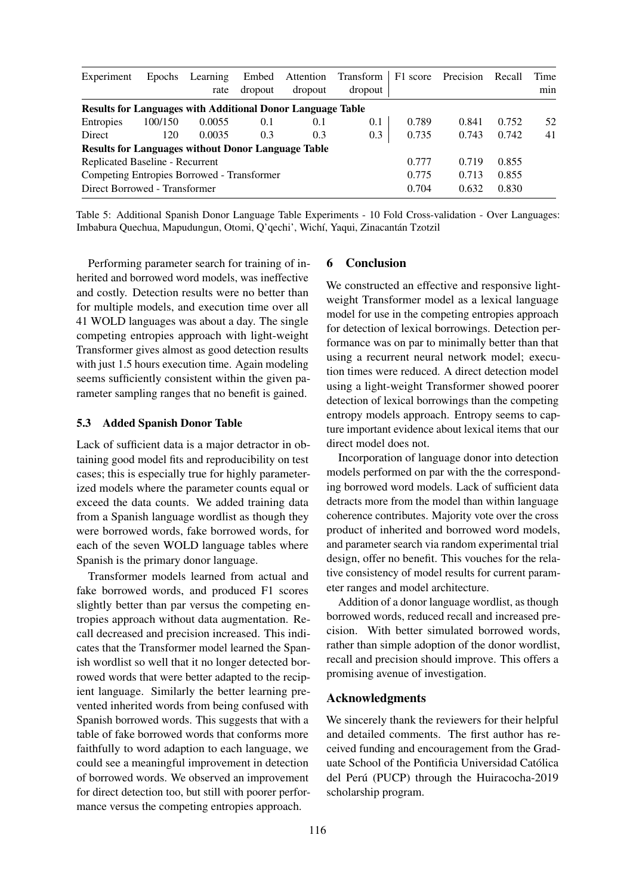| Experiment | Epochs | Learning rate | Embed dropout | Attention dropout | Transform dropout | F1 score | Precision | Recall | Time min |
|---|---|---|---|---|---|---|---|---|---|
| **Results for Languages with Additional Donor Language Table** | | | | | | | | | |
| Entropies | 100/150 | 0.0055 | 0.1 | 0.1 | 0.1 | 0.789 | 0.841 | 0.752 | 52 |
| Direct | 120 | 0.0035 | 0.3 | 0.3 | 0.3 | 0.735 | 0.743 | 0.742 | 41 |
| **Results for Languages without Donor Language Table** | | | | | | | | | |
| Replicated Baseline - Recurrent | | | | | | 0.777 | 0.719 | 0.855 | |
| Competing Entropies Borrowed - Transformer | | | | | | 0.775 | 0.713 | 0.855 | |
| Direct Borrowed - Transformer | | | | | | 0.704 | 0.632 | 0.830 | |

Table 5: Additional Spanish Donor Language Table Experiments - 10 Fold Cross-validation - Over Languages: Imbabura Quechua, Mapudungun, Otomi, Q'qechi', Wichí, Yaqui, Zinacantán Tzotzil

Performing parameter search for training of inherited and borrowed word models, was ineffective and costly. Detection results were no better than for multiple models, and execution time over all 41 WOLD languages was about a day. The single competing entropies approach with light-weight Transformer gives almost as good detection results with just 1.5 hours execution time. Again modeling seems sufficiently consistent within the given parameter sampling ranges that no benefit is gained.

### 5.3 Added Spanish Donor Table

Lack of sufficient data is a major detractor in obtaining good model fits and reproducibility on test cases; this is especially true for highly parameterized models where the parameter counts equal or exceed the data counts. We added training data from a Spanish language wordlist as though they were borrowed words, fake borrowed words, for each of the seven WOLD language tables where Spanish is the primary donor language.

Transformer models learned from actual and fake borrowed words, and produced F1 scores slightly better than par versus the competing entropies approach without data augmentation. Recall decreased and precision increased. This indicates that the Transformer model learned the Spanish wordlist so well that it no longer detected borrowed words that were better adapted to the recipient language. Similarly the better learning prevented inherited words from being confused with Spanish borrowed words. This suggests that with a table of fake borrowed words that conforms more faithfully to word adaption to each language, we could see a meaningful improvement in detection of borrowed words. We observed an improvement for direct detection too, but still with poorer performance versus the competing entropies approach.

## 6 Conclusion

We constructed an effective and responsive light-weight Transformer model as a lexical language model for use in the competing entropies approach for detection of lexical borrowings. Detection performance was on par to minimally better than that using a recurrent neural network model; execution times were reduced. A direct detection model using a light-weight Transformer showed poorer detection of lexical borrowings than the competing entropy models approach. Entropy seems to capture important evidence about lexical items that our direct model does not.

Incorporation of language donor into detection models performed on par with the the corresponding borrowed word models. Lack of sufficient data detracts more from the model than within language coherence contributes. Majority vote over the cross product of inherited and borrowed word models, and parameter search via random experimental trial design, offer no benefit. This vouches for the relative consistency of model results for current parameter ranges and model architecture.

Addition of a donor language wordlist, as though borrowed words, reduced recall and increased precision. With better simulated borrowed words, rather than simple adoption of the donor wordlist, recall and precision should improve. This offers a promising avenue of investigation.

## Acknowledgments

We sincerely thank the reviewers for their helpful and detailed comments. The first author has received funding and encouragement from the Graduate School of the Pontificia Universidad Católica del Perú (PUCP) through the Huiracocha-2019 scholarship program.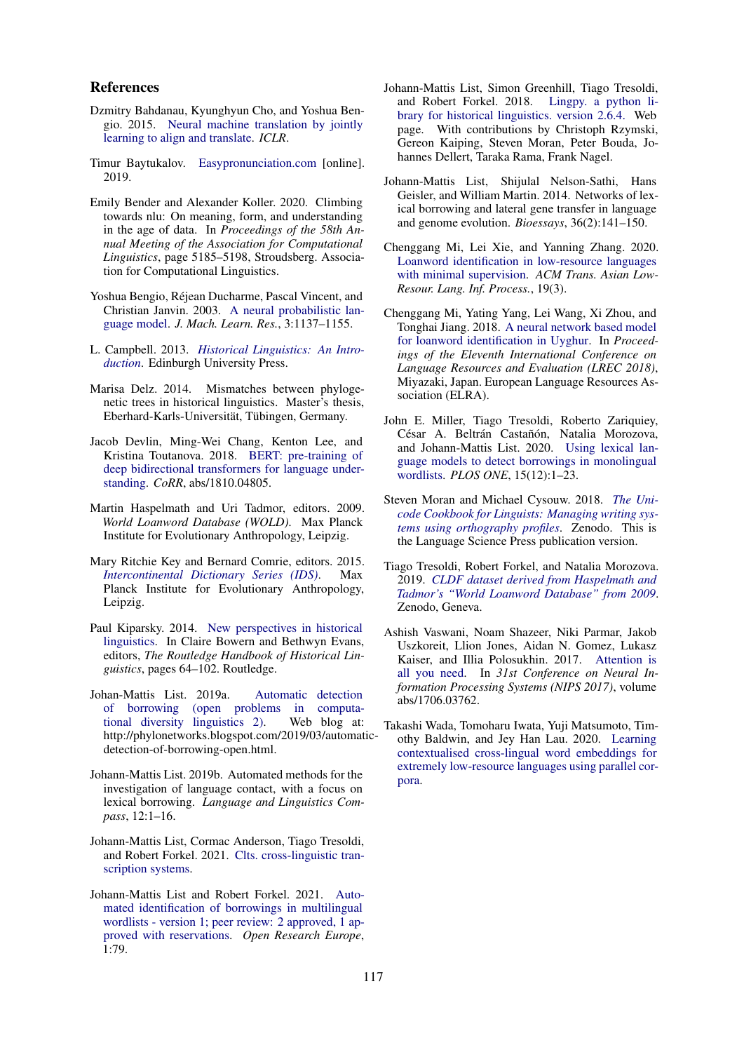## References

Dzmitry Bahdanau, Kyunghyun Cho, and Yoshua Bengio. 2015. Neural machine translation by jointly learning to align and translate. *ICLR*.

Timur Baytukalov. Easypronunciation.com [online]. 2019.

Emily Bender and Alexander Koller. 2020. Climbing towards nlu: On meaning, form, and understanding in the age of data. In *Proceedings of the 58th Annual Meeting of the Association for Computational Linguistics*, page 5185–5198, Stroudsberg. Association for Computational Linguistics.

Yoshua Bengio, Réjean Ducharme, Pascal Vincent, and Christian Janvin. 2003. A neural probabilistic language model. *J. Mach. Learn. Res.*, 3:1137–1155.

L. Campbell. 2013. *Historical Linguistics: An Introduction*. Edinburgh University Press.

Marisa Delz. 2014. Mismatches between phylogenetic trees in historical linguistics. Master's thesis, Eberhard-Karls-Universität, Tübingen, Germany.

Jacob Devlin, Ming-Wei Chang, Kenton Lee, and Kristina Toutanova. 2018. BERT: pre-training of deep bidirectional transformers for language understanding. *CoRR*, abs/1810.04805.

Martin Haspelmath and Uri Tadmor, editors. 2009. *World Loanword Database (WOLD)*. Max Planck Institute for Evolutionary Anthropology, Leipzig.

Mary Ritchie Key and Bernard Comrie, editors. 2015. *Intercontinental Dictionary Series (IDS)*. Max Planck Institute for Evolutionary Anthropology, Leipzig.

Paul Kiparsky. 2014. New perspectives in historical linguistics. In Claire Bowern and Bethwyn Evans, editors, *The Routledge Handbook of Historical Linguistics*, pages 64–102. Routledge.

Johan-Mattis List. 2019a. Automatic detection of borrowing (open problems in computational diversity linguistics 2). Web blog at: http://phylonetworks.blogspot.com/2019/03/automatic-detection-of-borrowing-open.html.

Johann-Mattis List. 2019b. Automated methods for the investigation of language contact, with a focus on lexical borrowing. *Language and Linguistics Compass*, 12:1–16.

Johann-Mattis List, Cormac Anderson, Tiago Tresoldi, and Robert Forkel. 2021. Clts. cross-linguistic transcription systems.

Johann-Mattis List and Robert Forkel. 2021. Automated identification of borrowings in multilingual wordlists - version 1; peer review: 2 approved, 1 approved with reservations. *Open Research Europe*, 1:79.

Johann-Mattis List, Simon Greenhill, Tiago Tresoldi, and Robert Forkel. 2018. Lingpy. a python library for historical linguistics. version 2.6.4. Web page. With contributions by Christoph Rzymski, Gereon Kaiping, Steven Moran, Peter Bouda, Johannes Dellert, Taraka Rama, Frank Nagel.

Johann-Mattis List, Shijulal Nelson-Sathi, Hans Geisler, and William Martin. 2014. Networks of lexical borrowing and lateral gene transfer in language and genome evolution. *Bioessays*, 36(2):141–150.

Chenggang Mi, Lei Xie, and Yanning Zhang. 2020. Loanword identification in low-resource languages with minimal supervision. *ACM Trans. Asian Low-Resour. Lang. Inf. Process.*, 19(3).

Chenggang Mi, Yating Yang, Lei Wang, Xi Zhou, and Tonghai Jiang. 2018. A neural network based model for loanword identification in Uyghur. In *Proceedings of the Eleventh International Conference on Language Resources and Evaluation (LREC 2018)*, Miyazaki, Japan. European Language Resources Association (ELRA).

John E. Miller, Tiago Tresoldi, Roberto Zariquiey, César A. Beltrán Castañón, Natalia Morozova, and Johann-Mattis List. 2020. Using lexical language models to detect borrowings in monolingual wordlists. *PLOS ONE*, 15(12):1–23.

Steven Moran and Michael Cysouw. 2018. *The Unicode Cookbook for Linguists: Managing writing systems using orthography profiles*. Zenodo. This is the Language Science Press publication version.

Tiago Tresoldi, Robert Forkel, and Natalia Morozova. 2019. *CLDF dataset derived from Haspelmath and Tadmor's "World Loanword Database" from 2009*. Zenodo, Geneva.

Ashish Vaswani, Noam Shazeer, Niki Parmar, Jakob Uszkoreit, Llion Jones, Aidan N. Gomez, Lukasz Kaiser, and Illia Polosukhin. 2017. Attention is all you need. In *31st Conference on Neural Information Processing Systems (NIPS 2017)*, volume abs/1706.03762.

Takashi Wada, Tomoharu Iwata, Yuji Matsumoto, Timothy Baldwin, and Jey Han Lau. 2020. Learning contextualised cross-lingual word embeddings for extremely low-resource languages using parallel corpora.